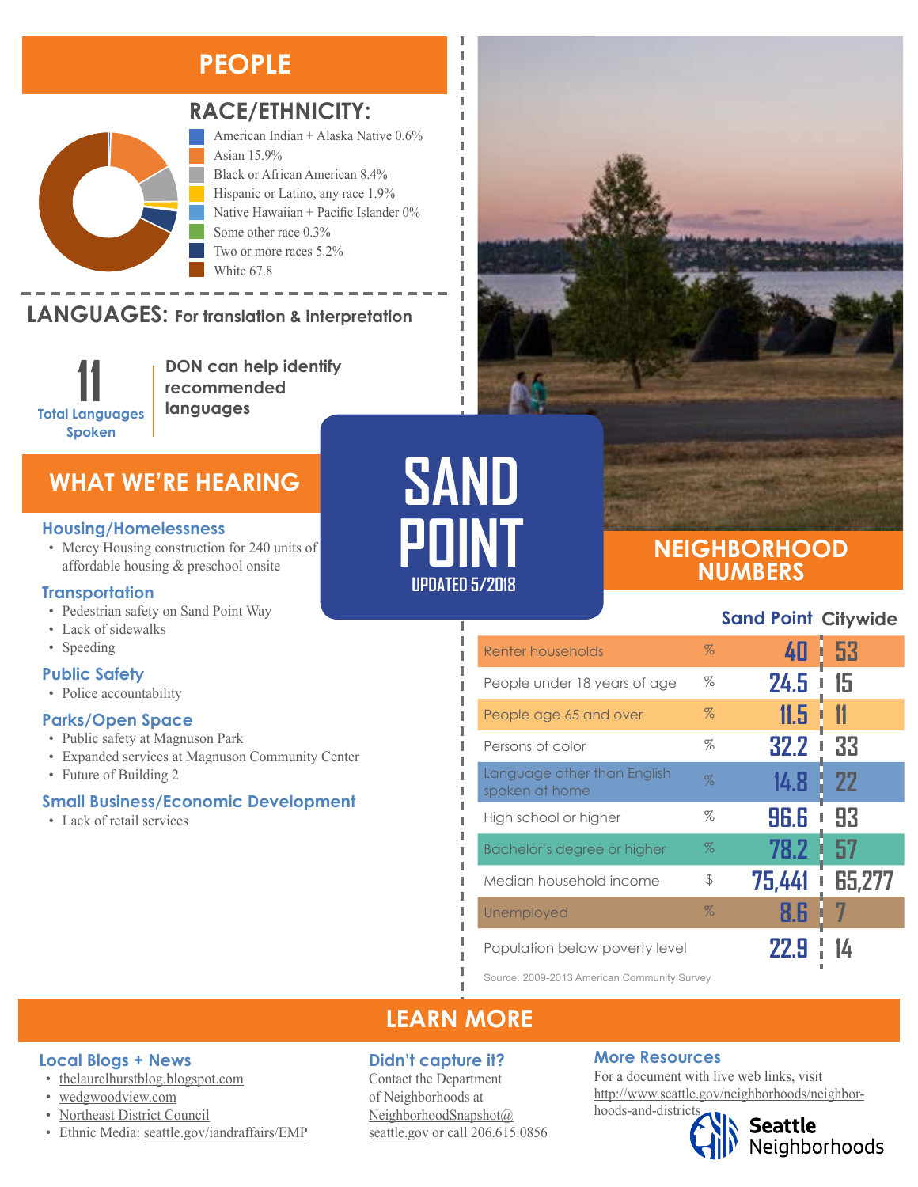# SAND POINT

UPDATED 5/2018

## PEOPLE

### RACE/ETHNICITY:

- American Indian + Alaska Native 0.6%
- Asian 15.9%
- Black or African American 8.4%
- Hispanic or Latino, any race 1.9%
- Native Hawaiian + Pacific Islander 0%
- Some other race 0.3%
- Two or more races 5.2%
- White 67.8

### LANGUAGES: For translation & interpretation

**11** Total Languages Spoken

DON can help identify recommended languages

## WHAT WE'RE HEARING

### Housing/Homelessness

- Mercy Housing construction for 240 units of affordable housing & preschool onsite

### Transportation

- Pedestrian safety on Sand Point Way
- Lack of sidewalks
- Speeding

### Public Safety

- Police accountability

### Parks/Open Space

- Public safety at Magnuson Park
- Expanded services at Magnuson Community Center
- Future of Building 2

### Small Business/Economic Development

- Lack of retail services

## NEIGHBORHOOD NUMBERS

| | | Sand Point | Citywide |
|---|---|---|---|
| Renter households | % | 40 | 53 |
| People under 18 years of age | % | 24.5 | 15 |
| People age 65 and over | % | 11.5 | 11 |
| Persons of color | % | 32.2 | 33 |
| Language other than English spoken at home | % | 14.8 | 22 |
| High school or higher | % | 96.6 | 93 |
| Bachelor's degree or higher | % | 78.2 | 57 |
| Median household income | $ | 75,441 | 65,277 |
| Unemployed | % | 8.6 | 7 |
| Population below poverty level | | 22.9 | 14 |

Source: 2009-2013 American Community Survey

## LEARN MORE

### Local Blogs + News

- thelaurelhurstblog.blogspot.com
- wedgwoodview.com
- Northeast District Council
- Ethnic Media: seattle.gov/iandraffairs/EMP

### Didn't capture it?

Contact the Department of Neighborhoods at NeighborhoodSnapshot@seattle.gov or call 206.615.0856

### More Resources

For a document with live web links, visit http://www.seattle.gov/neighborhoods/neighborhoods-and-districts

Seattle Neighborhoods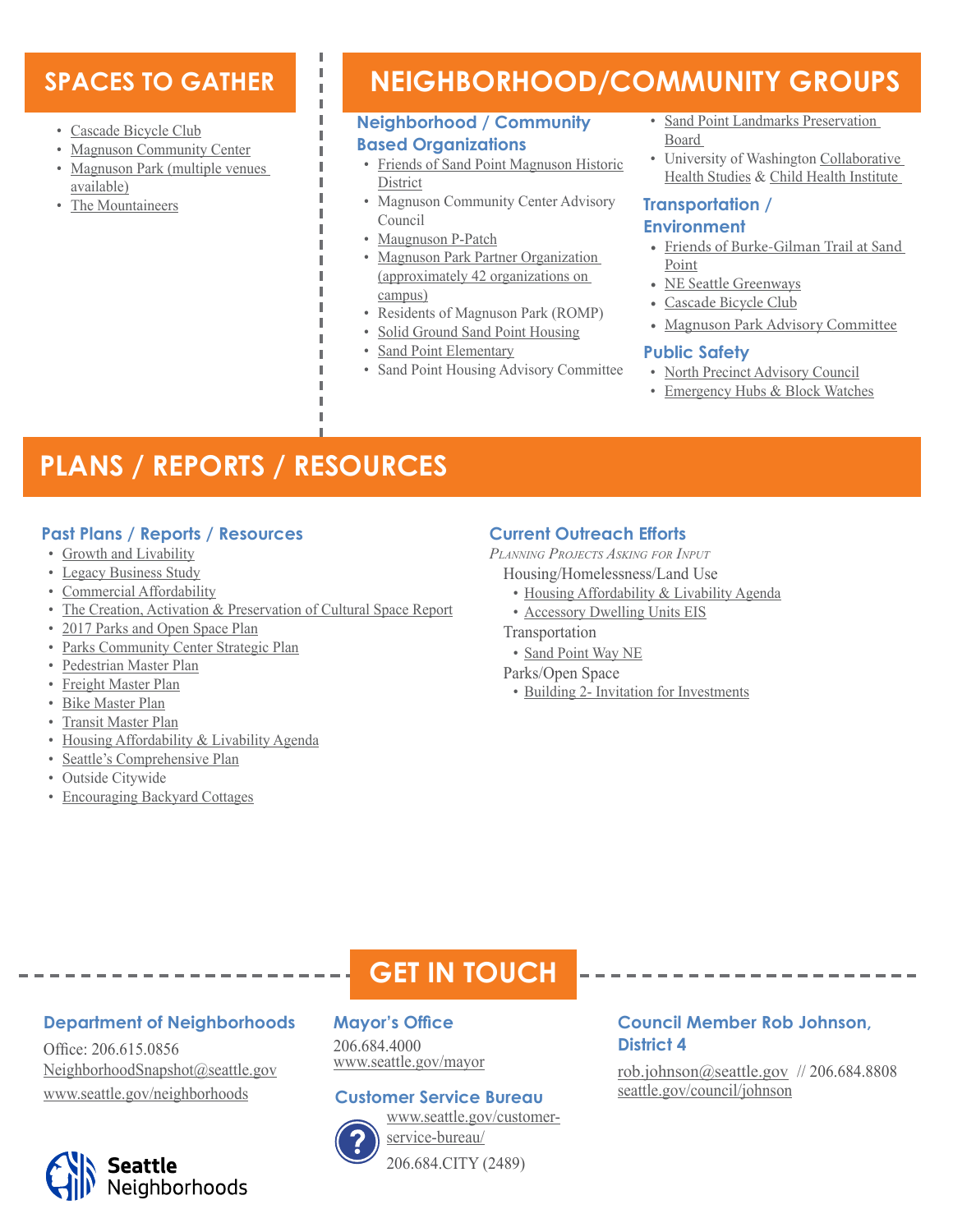## SPACES TO GATHER

- Cascade Bicycle Club
- Magnuson Community Center
- Magnuson Park (multiple venues available)
- The Mountaineers

## NEIGHBORHOOD/COMMUNITY GROUPS

### Neighborhood / Community Based Organizations

- Friends of Sand Point Magnuson Historic District
- Magnuson Community Center Advisory Council
- Maugnuson P-Patch
- Magnuson Park Partner Organization (approximately 42 organizations on campus)
- Residents of Magnuson Park (ROMP)
- Solid Ground Sand Point Housing
- Sand Point Elementary
- Sand Point Housing Advisory Committee
- Sand Point Landmarks Preservation Board
- University of Washington Collaborative Health Studies & Child Health Institute

### Transportation / Environment

- Friends of Burke-Gilman Trail at Sand Point
- NE Seattle Greenways
- Cascade Bicycle Club
- Magnuson Park Advisory Committee

### Public Safety

- North Precinct Advisory Council
- Emergency Hubs & Block Watches

## PLANS / REPORTS / RESOURCES

### Past Plans / Reports / Resources

- Growth and Livability
- Legacy Business Study
- Commercial Affordability
- The Creation, Activation & Preservation of Cultural Space Report
- 2017 Parks and Open Space Plan
- Parks Community Center Strategic Plan
- Pedestrian Master Plan
- Freight Master Plan
- Bike Master Plan
- Transit Master Plan
- Housing Affordability & Livability Agenda
- Seattle's Comprehensive Plan
- Outside Citywide
- Encouraging Backyard Cottages

### Current Outreach Efforts

*Planning Projects Asking for Input*

Housing/Homelessness/Land Use

- Housing Affordability & Livability Agenda
- Accessory Dwelling Units EIS

Transportation

- Sand Point Way NE

Parks/Open Space

- Building 2- Invitation for Investments

## GET IN TOUCH

### Department of Neighborhoods

Office: 206.615.0856
NeighborhoodSnapshot@seattle.gov
www.seattle.gov/neighborhoods

Seattle Neighborhoods

### Mayor's Office

206.684.4000
www.seattle.gov/mayor

### Customer Service Bureau

www.seattle.gov/customer-service-bureau/
206.684.CITY (2489)

### Council Member Rob Johnson, District 4

rob.johnson@seattle.gov // 206.684.8808
seattle.gov/council/johnson